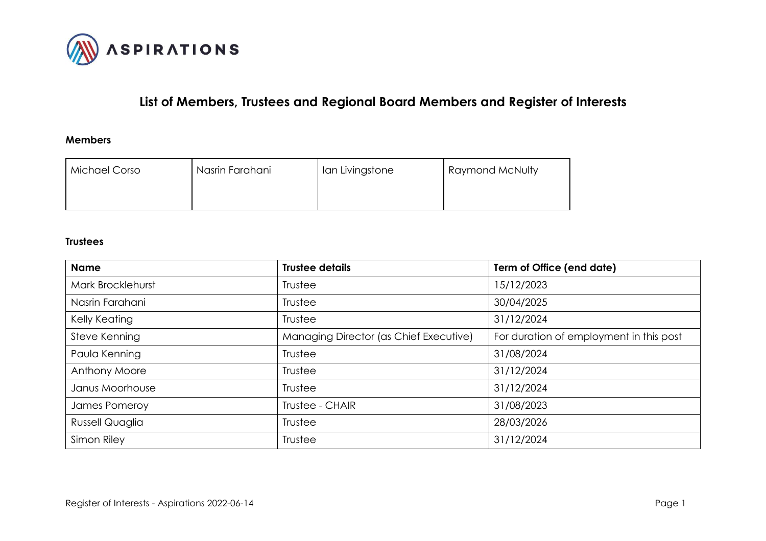# List of Members, Trustees and Regional Board Members and Register of Interests

## Members

| Michael Corso | Nasrin Farahani | Ian Livingstone | Raymond McNulty |
|---|---|---|---|

## Trustees

| Name | Trustee details | Term of Office (end date) |
|---|---|---|
| Mark Brocklehurst | Trustee | 15/12/2023 |
| Nasrin Farahani | Trustee | 30/04/2025 |
| Kelly Keating | Trustee | 31/12/2024 |
| Steve Kenning | Managing Director (as Chief Executive) | For duration of employment in this post |
| Paula Kenning | Trustee | 31/08/2024 |
| Anthony Moore | Trustee | 31/12/2024 |
| Janus Moorhouse | Trustee | 31/12/2024 |
| James Pomeroy | Trustee - CHAIR | 31/08/2023 |
| Russell Quaglia | Trustee | 28/03/2026 |
| Simon Riley | Trustee | 31/12/2024 |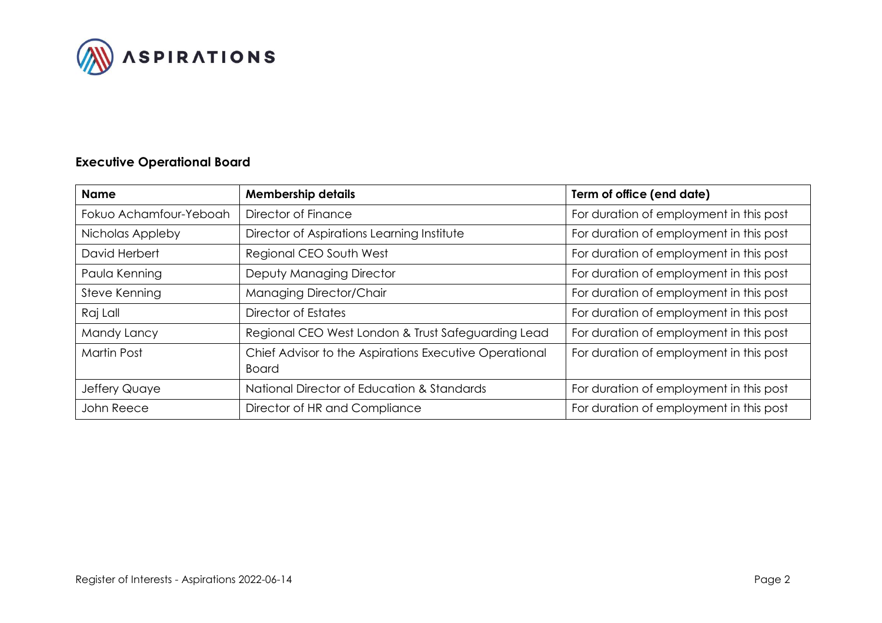## Executive Operational Board

| Name | Membership details | Term of office (end date) |
|---|---|---|
| Fokuo Achamfour-Yeboah | Director of Finance | For duration of employment in this post |
| Nicholas Appleby | Director of Aspirations Learning Institute | For duration of employment in this post |
| David Herbert | Regional CEO South West | For duration of employment in this post |
| Paula Kenning | Deputy Managing Director | For duration of employment in this post |
| Steve Kenning | Managing Director/Chair | For duration of employment in this post |
| Raj Lall | Director of Estates | For duration of employment in this post |
| Mandy Lancy | Regional CEO West London & Trust Safeguarding Lead | For duration of employment in this post |
| Martin Post | Chief Advisor to the Aspirations Executive Operational Board | For duration of employment in this post |
| Jeffery Quaye | National Director of Education & Standards | For duration of employment in this post |
| John Reece | Director of HR and Compliance | For duration of employment in this post |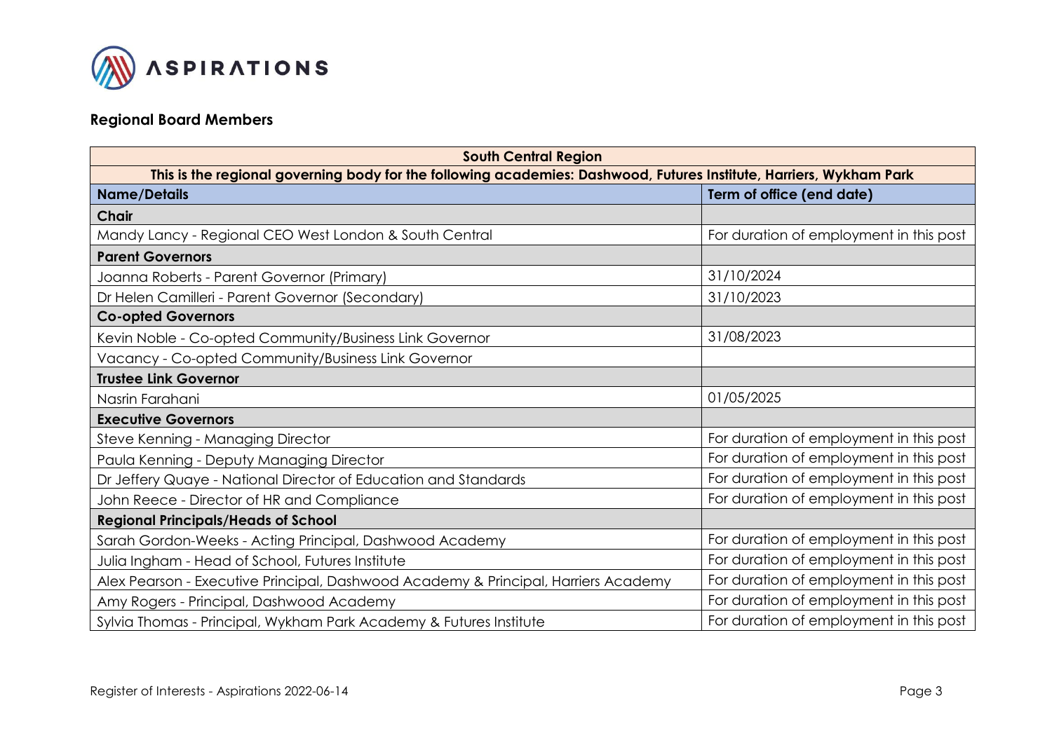## Regional Board Members

| South Central Region | |
|---|---|
| This is the regional governing body for the following academies: Dashwood, Futures Institute, Harriers, Wykham Park | |
| **Name/Details** | **Term of office (end date)** |
| **Chair** | |
| Mandy Lancy - Regional CEO West London & South Central | For duration of employment in this post |
| **Parent Governors** | |
| Joanna Roberts - Parent Governor (Primary) | 31/10/2024 |
| Dr Helen Camilleri - Parent Governor (Secondary) | 31/10/2023 |
| **Co-opted Governors** | |
| Kevin Noble - Co-opted Community/Business Link Governor | 31/08/2023 |
| Vacancy - Co-opted Community/Business Link Governor | |
| **Trustee Link Governor** | |
| Nasrin Farahani | 01/05/2025 |
| **Executive Governors** | |
| Steve Kenning - Managing Director | For duration of employment in this post |
| Paula Kenning - Deputy Managing Director | For duration of employment in this post |
| Dr Jeffery Quaye - National Director of Education and Standards | For duration of employment in this post |
| John Reece - Director of HR and Compliance | For duration of employment in this post |
| **Regional Principals/Heads of School** | |
| Sarah Gordon-Weeks - Acting Principal, Dashwood Academy | For duration of employment in this post |
| Julia Ingham - Head of School, Futures Institute | For duration of employment in this post |
| Alex Pearson - Executive Principal, Dashwood Academy & Principal, Harriers Academy | For duration of employment in this post |
| Amy Rogers - Principal, Dashwood Academy | For duration of employment in this post |
| Sylvia Thomas - Principal, Wykham Park Academy & Futures Institute | For duration of employment in this post |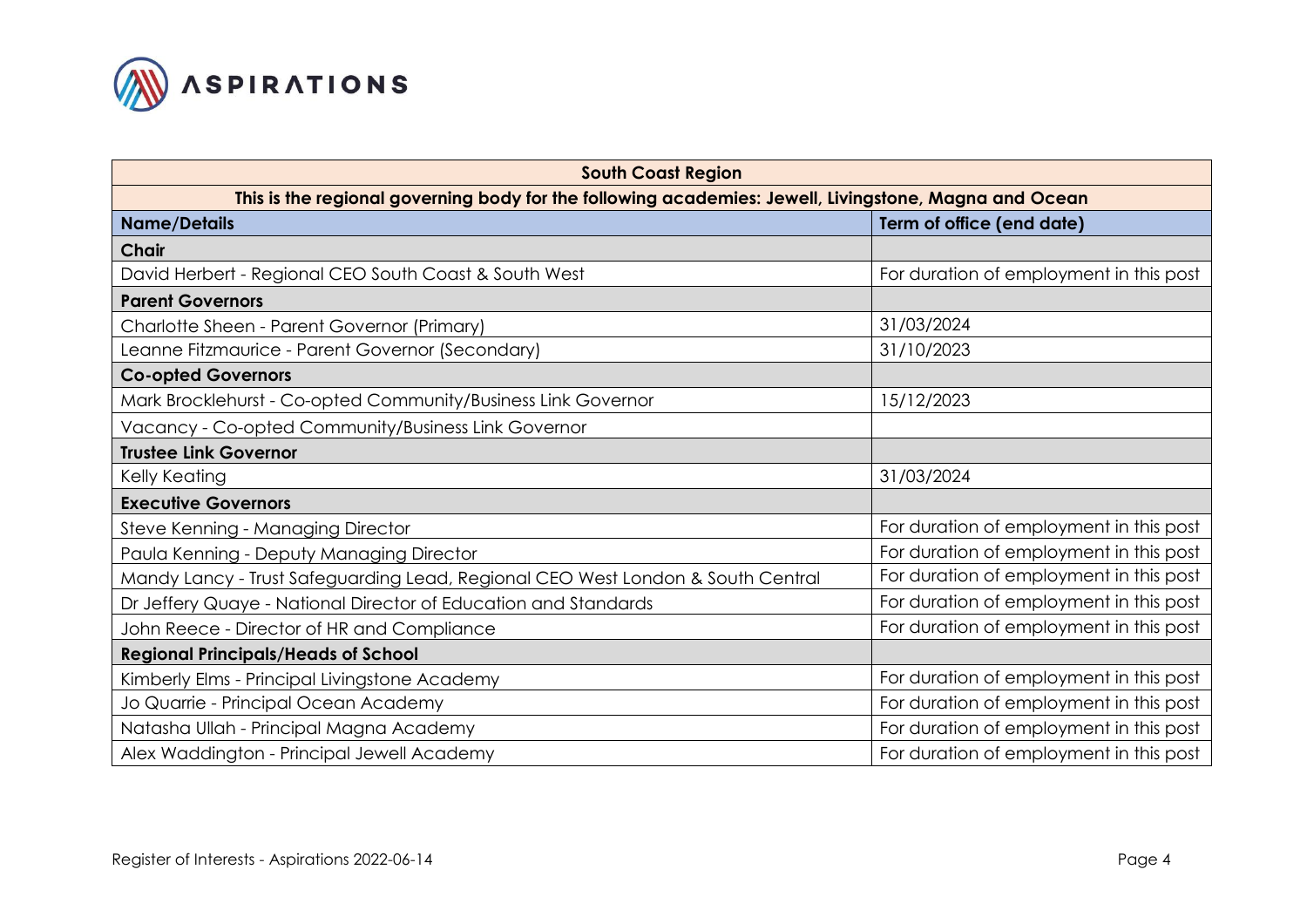| **South Coast Region** | |
|---|---|
| **This is the regional governing body for the following academies: Jewell, Livingstone, Magna and Ocean** | |
| **Name/Details** | **Term of office (end date)** |
| **Chair** | |
| David Herbert - Regional CEO South Coast & South West | For duration of employment in this post |
| **Parent Governors** | |
| Charlotte Sheen - Parent Governor (Primary) | 31/03/2024 |
| Leanne Fitzmaurice - Parent Governor (Secondary) | 31/10/2023 |
| **Co-opted Governors** | |
| Mark Brocklehurst - Co-opted Community/Business Link Governor | 15/12/2023 |
| Vacancy - Co-opted Community/Business Link Governor | |
| **Trustee Link Governor** | |
| Kelly Keating | 31/03/2024 |
| **Executive Governors** | |
| Steve Kenning - Managing Director | For duration of employment in this post |
| Paula Kenning - Deputy Managing Director | For duration of employment in this post |
| Mandy Lancy - Trust Safeguarding Lead, Regional CEO West London & South Central | For duration of employment in this post |
| Dr Jeffery Quaye - National Director of Education and Standards | For duration of employment in this post |
| John Reece - Director of HR and Compliance | For duration of employment in this post |
| **Regional Principals/Heads of School** | |
| Kimberly Elms - Principal Livingstone Academy | For duration of employment in this post |
| Jo Quarrie - Principal Ocean Academy | For duration of employment in this post |
| Natasha Ullah - Principal Magna Academy | For duration of employment in this post |
| Alex Waddington - Principal Jewell Academy | For duration of employment in this post |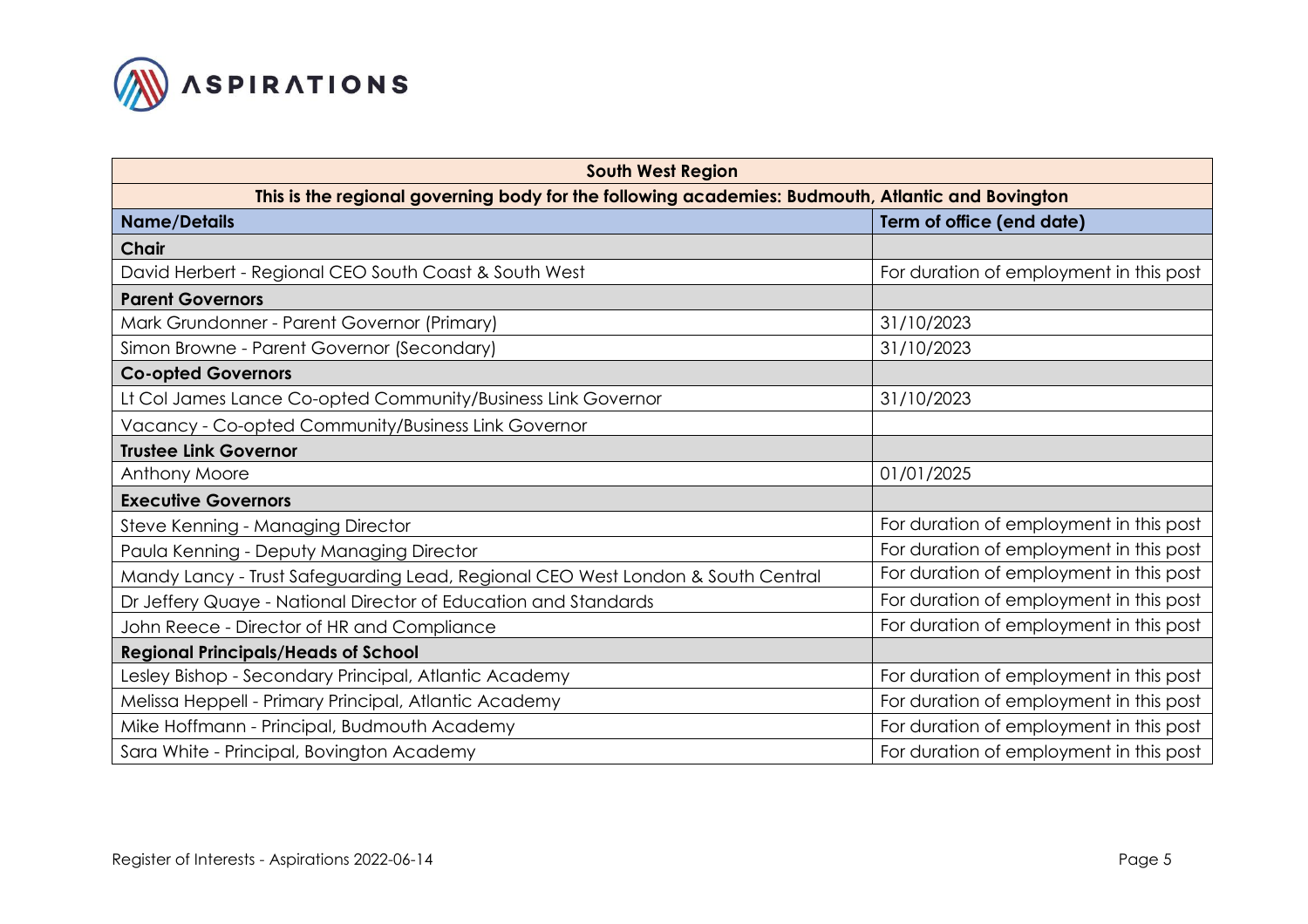| South West Region | |
|---|---|
| **This is the regional governing body for the following academies: Budmouth, Atlantic and Bovington** | |
| **Name/Details** | **Term of office (end date)** |
| **Chair** | |
| David Herbert - Regional CEO South Coast & South West | For duration of employment in this post |
| **Parent Governors** | |
| Mark Grundonner - Parent Governor (Primary) | 31/10/2023 |
| Simon Browne - Parent Governor (Secondary) | 31/10/2023 |
| **Co-opted Governors** | |
| Lt Col James Lance Co-opted Community/Business Link Governor | 31/10/2023 |
| Vacancy - Co-opted Community/Business Link Governor | |
| **Trustee Link Governor** | |
| Anthony Moore | 01/01/2025 |
| **Executive Governors** | |
| Steve Kenning - Managing Director | For duration of employment in this post |
| Paula Kenning - Deputy Managing Director | For duration of employment in this post |
| Mandy Lancy - Trust Safeguarding Lead, Regional CEO West London & South Central | For duration of employment in this post |
| Dr Jeffery Quaye - National Director of Education and Standards | For duration of employment in this post |
| John Reece - Director of HR and Compliance | For duration of employment in this post |
| **Regional Principals/Heads of School** | |
| Lesley Bishop - Secondary Principal, Atlantic Academy | For duration of employment in this post |
| Melissa Heppell - Primary Principal, Atlantic Academy | For duration of employment in this post |
| Mike Hoffmann - Principal, Budmouth Academy | For duration of employment in this post |
| Sara White - Principal, Bovington Academy | For duration of employment in this post |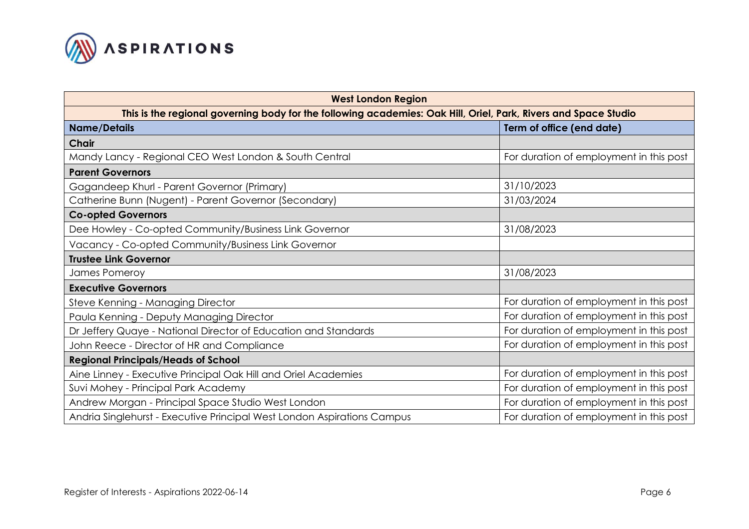| West London Region | |
|---|---|
| **This is the regional governing body for the following academies: Oak Hill, Oriel, Park, Rivers and Space Studio** | |
| **Name/Details** | **Term of office (end date)** |
| **Chair** | |
| Mandy Lancy - Regional CEO West London & South Central | For duration of employment in this post |
| **Parent Governors** | |
| Gagandeep Khurl - Parent Governor (Primary) | 31/10/2023 |
| Catherine Bunn (Nugent) - Parent Governor (Secondary) | 31/03/2024 |
| **Co-opted Governors** | |
| Dee Howley - Co-opted Community/Business Link Governor | 31/08/2023 |
| Vacancy - Co-opted Community/Business Link Governor | |
| **Trustee Link Governor** | |
| James Pomeroy | 31/08/2023 |
| **Executive Governors** | |
| Steve Kenning - Managing Director | For duration of employment in this post |
| Paula Kenning - Deputy Managing Director | For duration of employment in this post |
| Dr Jeffery Quaye - National Director of Education and Standards | For duration of employment in this post |
| John Reece - Director of HR and Compliance | For duration of employment in this post |
| **Regional Principals/Heads of School** | |
| Aine Linney - Executive Principal Oak Hill and Oriel Academies | For duration of employment in this post |
| Suvi Mohey - Principal Park Academy | For duration of employment in this post |
| Andrew Morgan - Principal Space Studio West London | For duration of employment in this post |
| Andria Singlehurst - Executive Principal West London Aspirations Campus | For duration of employment in this post |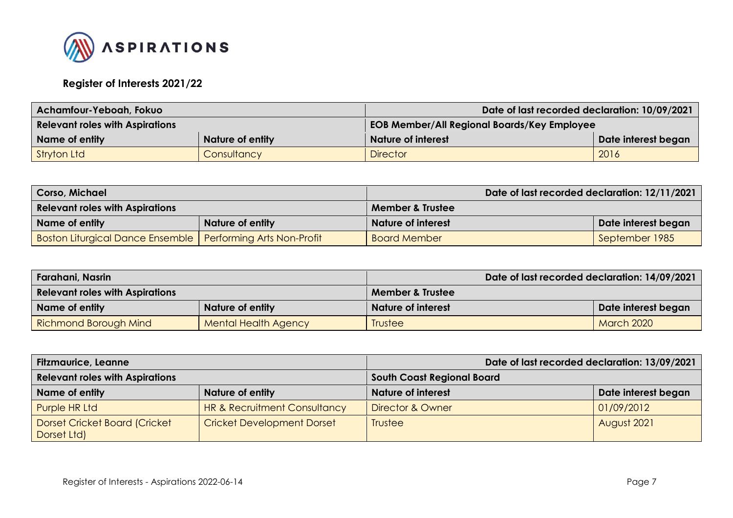**Register of Interests 2021/22**

| Achamfour-Yeboah, Fokuo | | Date of last recorded declaration: 10/09/2021 | |
|---|---|---|---|
| **Relevant roles with Aspirations** | | **EOB Member/All Regional Boards/Key Employee** | |
| **Name of entity** | **Nature of entity** | **Nature of interest** | **Date interest began** |
| Stryton Ltd | Consultancy | Director | 2016 |

| Corso, Michael | | Date of last recorded declaration: 12/11/2021 | |
|---|---|---|---|
| **Relevant roles with Aspirations** | | **Member & Trustee** | |
| **Name of entity** | **Nature of entity** | **Nature of interest** | **Date interest began** |
| Boston Liturgical Dance Ensemble | Performing Arts Non-Profit | Board Member | September 1985 |

| Farahani, Nasrin | | Date of last recorded declaration: 14/09/2021 | |
|---|---|---|---|
| **Relevant roles with Aspirations** | | **Member & Trustee** | |
| **Name of entity** | **Nature of entity** | **Nature of interest** | **Date interest began** |
| Richmond Borough Mind | Mental Health Agency | Trustee | March 2020 |

| Fitzmaurice, Leanne | | Date of last recorded declaration: 13/09/2021 | |
|---|---|---|---|
| **Relevant roles with Aspirations** | | **South Coast Regional Board** | |
| **Name of entity** | **Nature of entity** | **Nature of interest** | **Date interest began** |
| Purple HR Ltd | HR & Recruitment Consultancy | Director & Owner | 01/09/2012 |
| Dorset Cricket Board (Cricket Dorset Ltd) | Cricket Development Dorset | Trustee | August 2021 |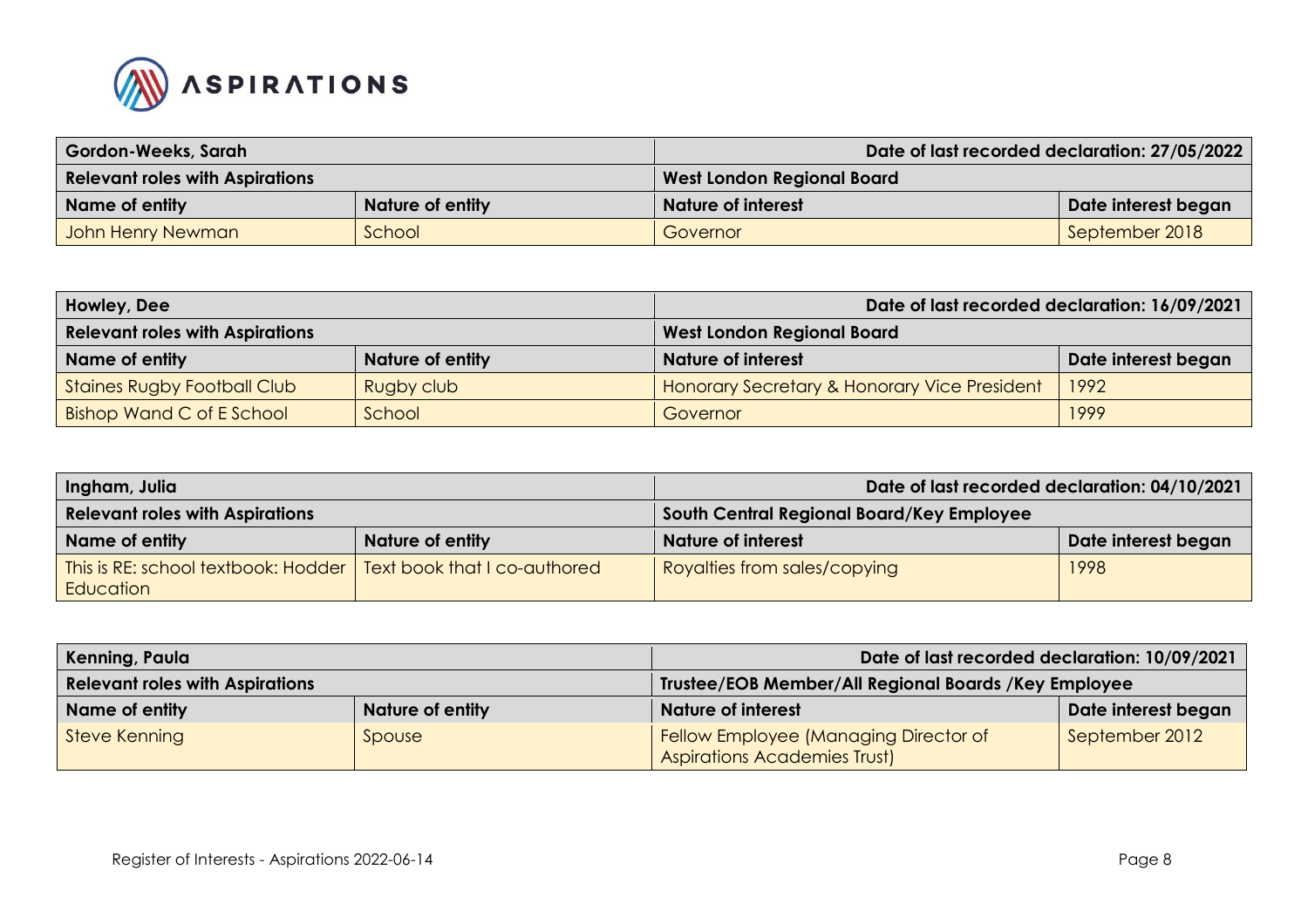| Gordon-Weeks, Sarah | | Date of last recorded declaration: 27/05/2022 | |
|---|---|---|---|
| **Relevant roles with Aspirations** | | **West London Regional Board** | |
| **Name of entity** | **Nature of entity** | **Nature of interest** | **Date interest began** |
| John Henry Newman | School | Governor | September 2018 |

| Howley, Dee | | Date of last recorded declaration: 16/09/2021 | |
|---|---|---|---|
| **Relevant roles with Aspirations** | | **West London Regional Board** | |
| **Name of entity** | **Nature of entity** | **Nature of interest** | **Date interest began** |
| Staines Rugby Football Club | Rugby club | Honorary Secretary & Honorary Vice President | 1992 |
| Bishop Wand C of E School | School | Governor | 1999 |

| Ingham, Julia | | Date of last recorded declaration: 04/10/2021 | |
|---|---|---|---|
| **Relevant roles with Aspirations** | | **South Central Regional Board/Key Employee** | |
| **Name of entity** | **Nature of entity** | **Nature of interest** | **Date interest began** |
| This is RE: school textbook: Hodder Education | Text book that I co-authored | Royalties from sales/copying | 1998 |

| Kenning, Paula | | Date of last recorded declaration: 10/09/2021 | |
|---|---|---|---|
| **Relevant roles with Aspirations** | | **Trustee/EOB Member/All Regional Boards /Key Employee** | |
| **Name of entity** | **Nature of entity** | **Nature of interest** | **Date interest began** |
| Steve Kenning | Spouse | Fellow Employee (Managing Director of Aspirations Academies Trust) | September 2012 |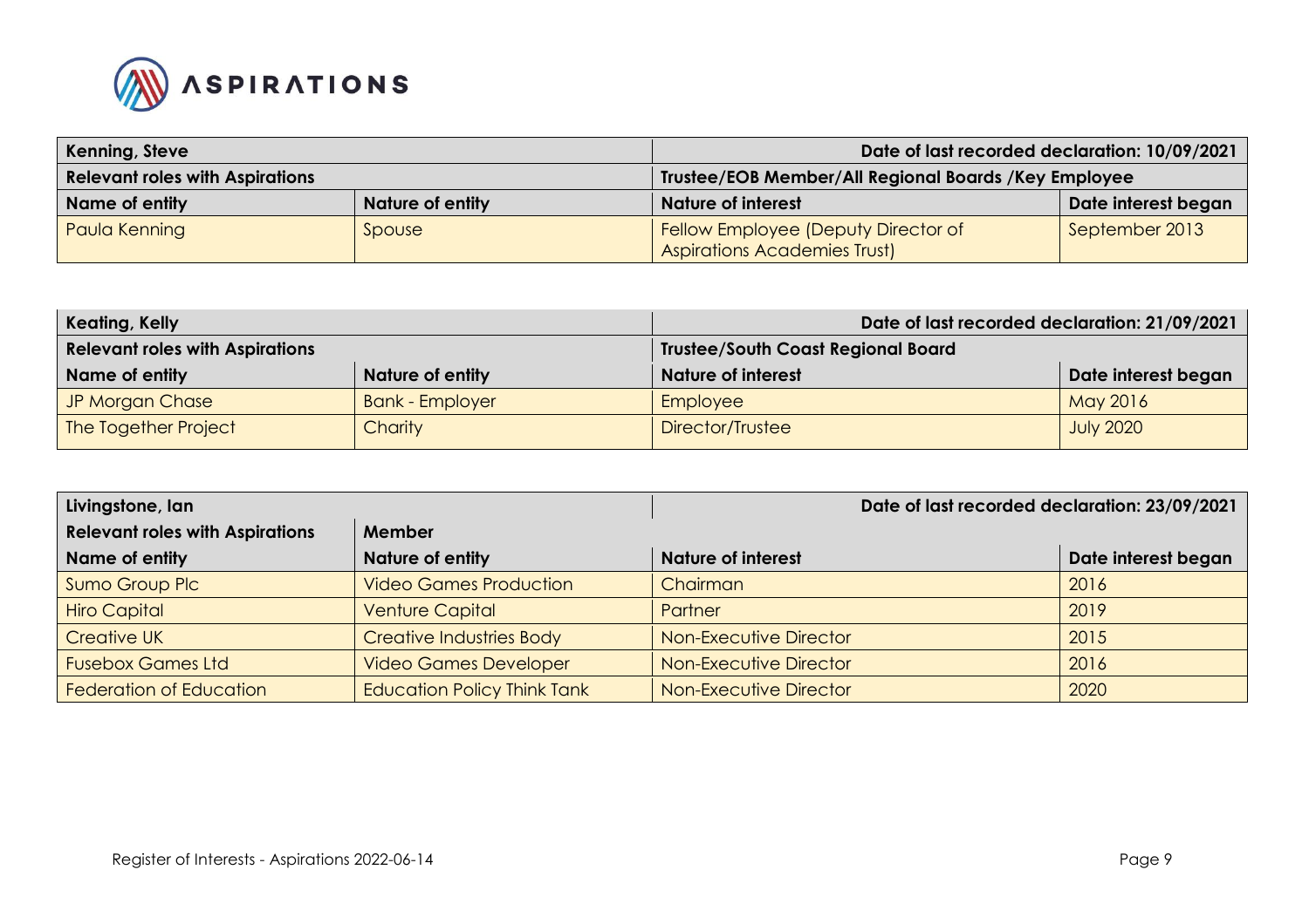| Kenning, Steve | | Date of last recorded declaration: 10/09/2021 | |
|---|---|---|---|
| **Relevant roles with Aspirations** | | **Trustee/EOB Member/All Regional Boards /Key Employee** | |
| **Name of entity** | **Nature of entity** | **Nature of interest** | **Date interest began** |
| Paula Kenning | Spouse | Fellow Employee (Deputy Director of Aspirations Academies Trust) | September 2013 |

| Keating, Kelly | | Date of last recorded declaration: 21/09/2021 | |
|---|---|---|---|
| **Relevant roles with Aspirations** | | **Trustee/South Coast Regional Board** | |
| **Name of entity** | **Nature of entity** | **Nature of interest** | **Date interest began** |
| JP Morgan Chase | Bank - Employer | Employee | May 2016 |
| The Together Project | Charity | Director/Trustee | July 2020 |

| Livingstone, Ian | | Date of last recorded declaration: 23/09/2021 | |
|---|---|---|---|
| **Relevant roles with Aspirations** | **Member** | | |
| **Name of entity** | **Nature of entity** | **Nature of interest** | **Date interest began** |
| Sumo Group Plc | Video Games Production | Chairman | 2016 |
| Hiro Capital | Venture Capital | Partner | 2019 |
| Creative UK | Creative Industries Body | Non-Executive Director | 2015 |
| Fusebox Games Ltd | Video Games Developer | Non-Executive Director | 2016 |
| Federation of Education | Education Policy Think Tank | Non-Executive Director | 2020 |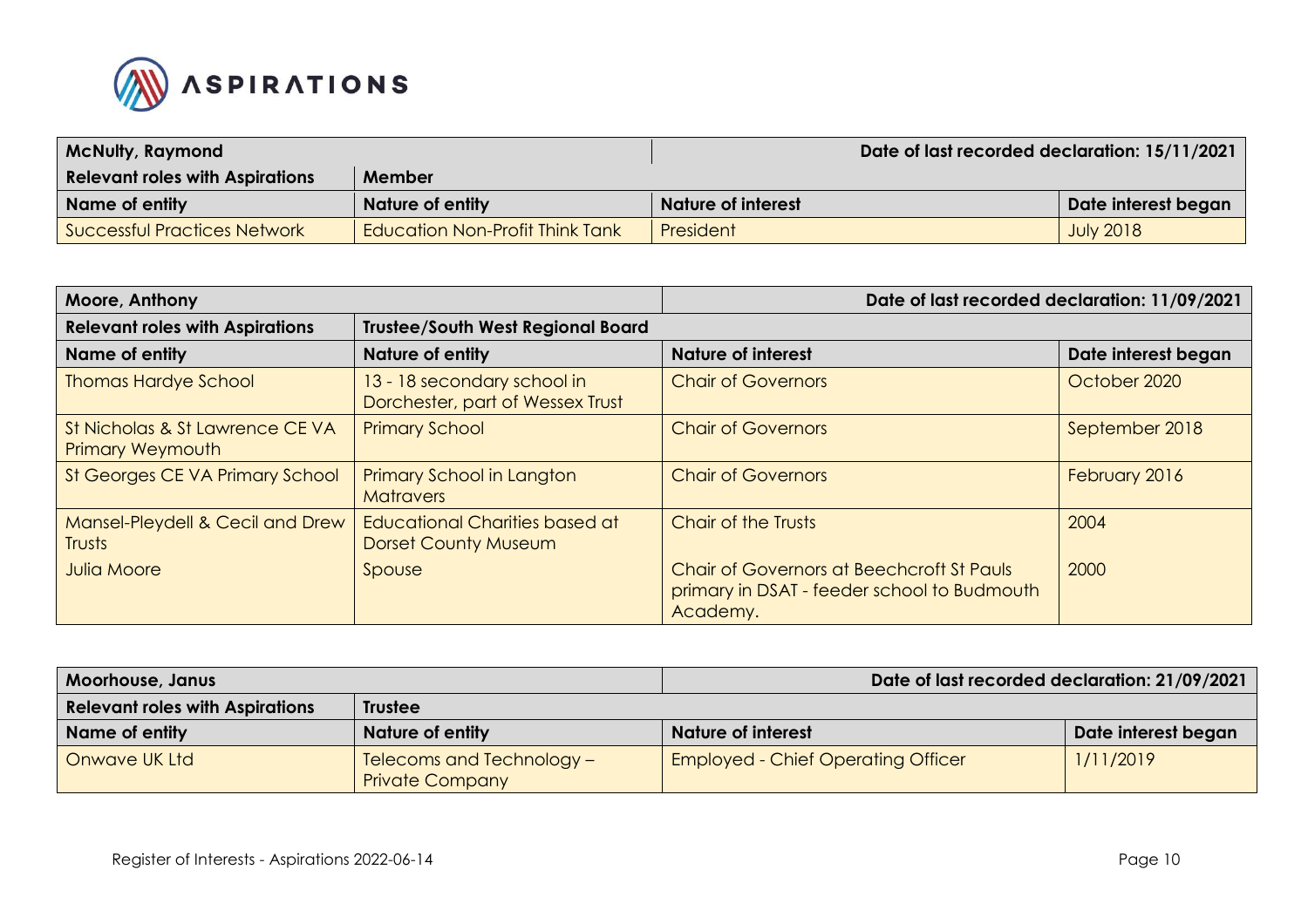| McNulty, Raymond | | Date of last recorded declaration: 15/11/2021 | |
|---|---|---|---|
| **Relevant roles with Aspirations** | **Member** | | |
| **Name of entity** | **Nature of entity** | **Nature of interest** | **Date interest began** |
| Successful Practices Network | Education Non-Profit Think Tank | President | July 2018 |

| Moore, Anthony | | Date of last recorded declaration: 11/09/2021 | |
|---|---|---|---|
| **Relevant roles with Aspirations** | **Trustee/South West Regional Board** | | |
| **Name of entity** | **Nature of entity** | **Nature of interest** | **Date interest began** |
| Thomas Hardye School | 13 - 18 secondary school in Dorchester, part of Wessex Trust | Chair of Governors | October 2020 |
| St Nicholas & St Lawrence CE VA Primary Weymouth | Primary School | Chair of Governors | September 2018 |
| St Georges CE VA Primary School | Primary School in Langton Matravers | Chair of Governors | February 2016 |
| Mansel-Pleydell & Cecil and Drew Trusts | Educational Charities based at Dorset County Museum | Chair of the Trusts | 2004 |
| Julia Moore | Spouse | Chair of Governors at Beechcroft St Pauls primary in DSAT - feeder school to Budmouth Academy. | 2000 |

| Moorhouse, Janus | | Date of last recorded declaration: 21/09/2021 | |
|---|---|---|---|
| **Relevant roles with Aspirations** | **Trustee** | | |
| **Name of entity** | **Nature of entity** | **Nature of interest** | **Date interest began** |
| Onwave UK Ltd | Telecoms and Technology – Private Company | Employed - Chief Operating Officer | 1/11/2019 |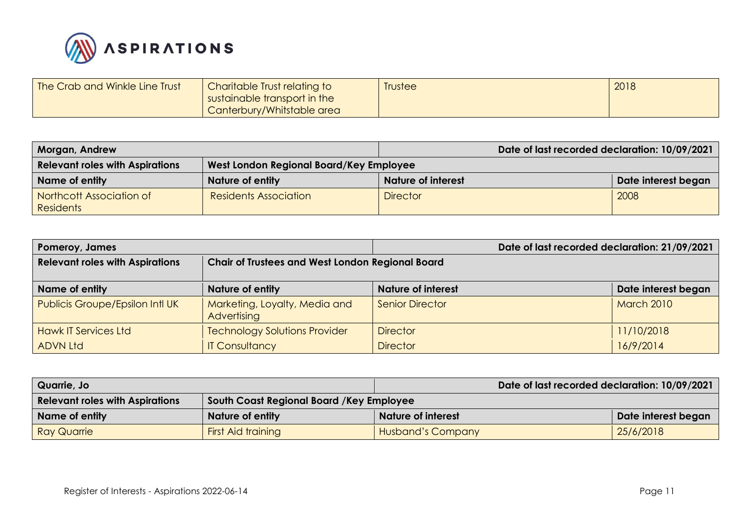| The Crab and Winkle Line Trust | Charitable Trust relating to sustainable transport in the Canterbury/Whitstable area | Trustee | 2018 |
|---|---|---|---|

| **Morgan, Andrew** | | **Date of last recorded declaration: 10/09/2021** | |
|---|---|---|---|
| **Relevant roles with Aspirations** | **West London Regional Board/Key Employee** | | |
| **Name of entity** | **Nature of entity** | **Nature of interest** | **Date interest began** |
| Northcott Association of Residents | Residents Association | Director | 2008 |

| **Pomeroy, James** | | **Date of last recorded declaration: 21/09/2021** | |
|---|---|---|---|
| **Relevant roles with Aspirations** | **Chair of Trustees and West London Regional Board** | | |
| **Name of entity** | **Nature of entity** | **Nature of interest** | **Date interest began** |
| Publicis Groupe/Epsilon Intl UK | Marketing, Loyalty, Media and Advertising | Senior Director | March 2010 |
| Hawk IT Services Ltd | Technology Solutions Provider | Director | 11/10/2018 |
| ADVN Ltd | IT Consultancy | Director | 16/9/2014 |

| **Quarrie, Jo** | | **Date of last recorded declaration: 10/09/2021** | |
|---|---|---|---|
| **Relevant roles with Aspirations** | **South Coast Regional Board /Key Employee** | | |
| **Name of entity** | **Nature of entity** | **Nature of interest** | **Date interest began** |
| Ray Quarrie | First Aid training | Husband's Company | 25/6/2018 |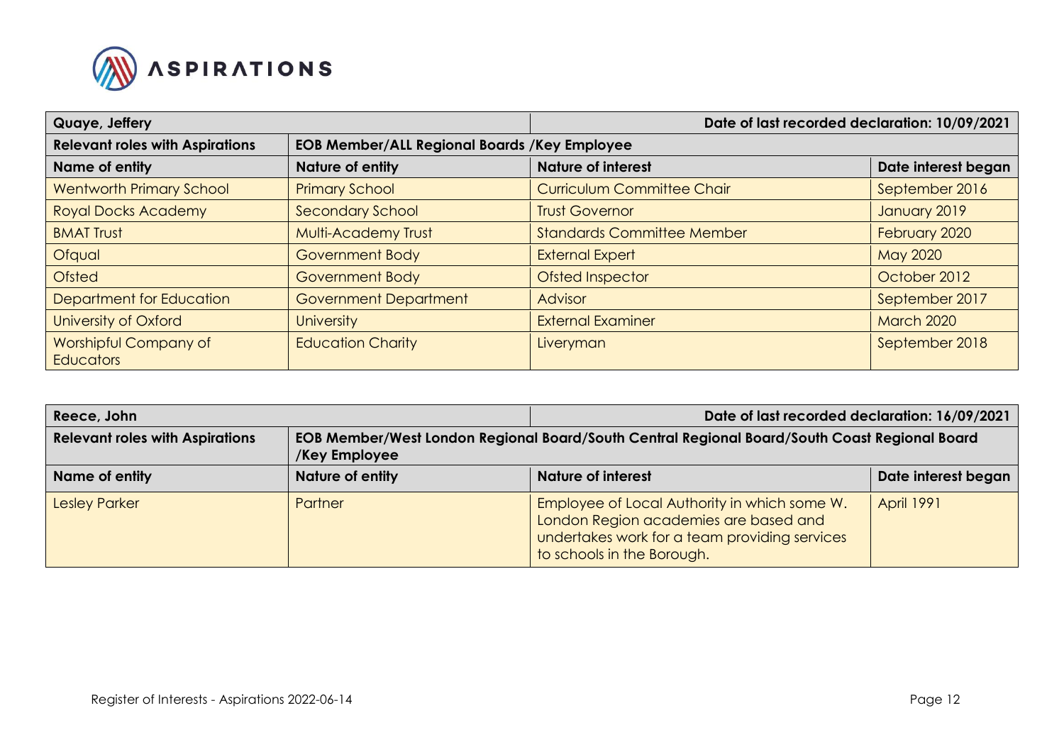| Quaye, Jeffery | | Date of last recorded declaration: 10/09/2021 | |
|---|---|---|---|
| **Relevant roles with Aspirations** | **EOB Member/ALL Regional Boards /Key Employee** | | |
| **Name of entity** | **Nature of entity** | **Nature of interest** | **Date interest began** |
| Wentworth Primary School | Primary School | Curriculum Committee Chair | September 2016 |
| Royal Docks Academy | Secondary School | Trust Governor | January 2019 |
| BMAT Trust | Multi-Academy Trust | Standards Committee Member | February 2020 |
| Ofqual | Government Body | External Expert | May 2020 |
| Ofsted | Government Body | Ofsted Inspector | October 2012 |
| Department for Education | Government Department | Advisor | September 2017 |
| University of Oxford | University | External Examiner | March 2020 |
| Worshipful Company of Educators | Education Charity | Liveryman | September 2018 |

| Reece, John | | Date of last recorded declaration: 16/09/2021 | |
|---|---|---|---|
| **Relevant roles with Aspirations** | **EOB Member/West London Regional Board/South Central Regional Board/South Coast Regional Board /Key Employee** | | |
| **Name of entity** | **Nature of entity** | **Nature of interest** | **Date interest began** |
| Lesley Parker | Partner | Employee of Local Authority in which some W. London Region academies are based and undertakes work for a team providing services to schools in the Borough. | April 1991 |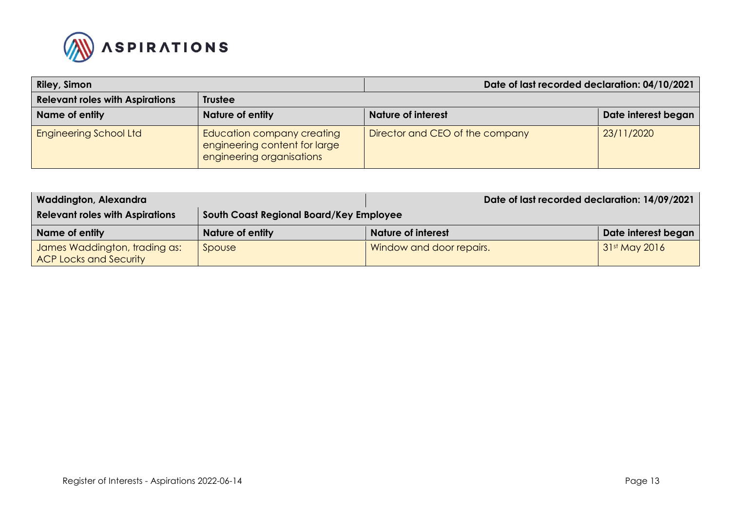| Riley, Simon | | Date of last recorded declaration: 04/10/2021 | |
|---|---|---|---|
| **Relevant roles with Aspirations** | **Trustee** | | |
| **Name of entity** | **Nature of entity** | **Nature of interest** | **Date interest began** |
| Engineering School Ltd | Education company creating engineering content for large engineering organisations | Director and CEO of the company | 23/11/2020 |

| Waddington, Alexandra | | Date of last recorded declaration: 14/09/2021 | |
|---|---|---|---|
| **Relevant roles with Aspirations** | **South Coast Regional Board/Key Employee** | | |
| **Name of entity** | **Nature of entity** | **Nature of interest** | **Date interest began** |
| James Waddington, trading as: ACP Locks and Security | Spouse | Window and door repairs. | 31st May 2016 |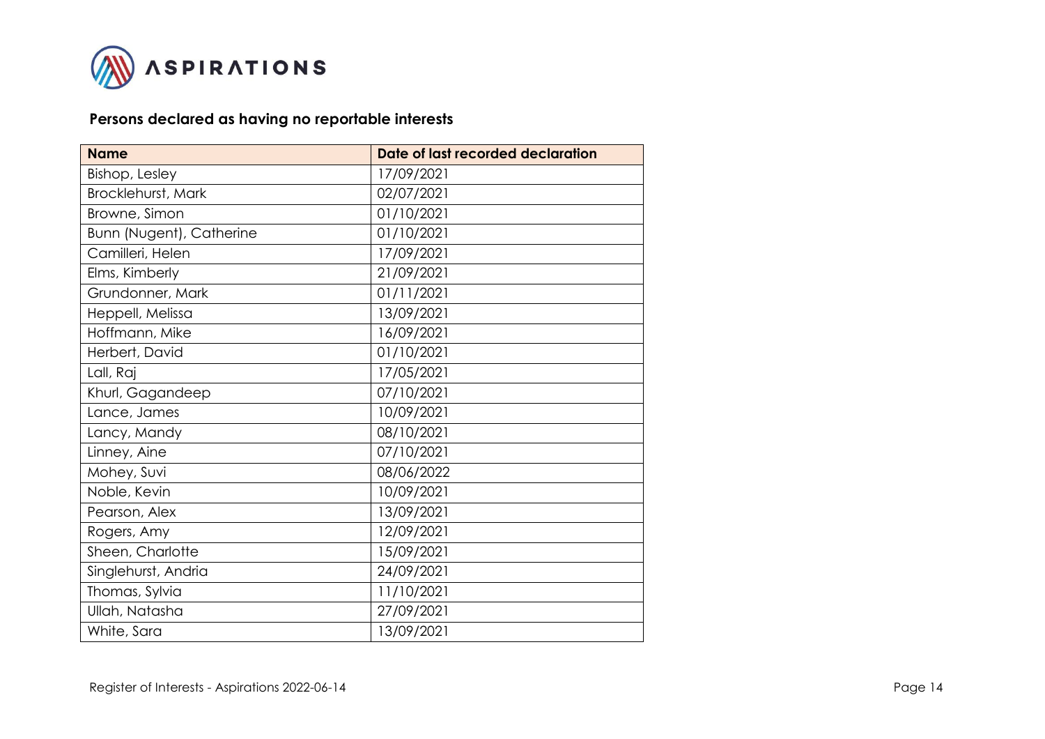ASPIRATIONS

## Persons declared as having no reportable interests

| Name | Date of last recorded declaration |
|---|---|
| Bishop, Lesley | 17/09/2021 |
| Brocklehurst, Mark | 02/07/2021 |
| Browne, Simon | 01/10/2021 |
| Bunn (Nugent), Catherine | 01/10/2021 |
| Camilleri, Helen | 17/09/2021 |
| Elms, Kimberly | 21/09/2021 |
| Grundonner, Mark | 01/11/2021 |
| Heppell, Melissa | 13/09/2021 |
| Hoffmann, Mike | 16/09/2021 |
| Herbert, David | 01/10/2021 |
| Lall, Raj | 17/05/2021 |
| Khurl, Gagandeep | 07/10/2021 |
| Lance, James | 10/09/2021 |
| Lancy, Mandy | 08/10/2021 |
| Linney, Aine | 07/10/2021 |
| Mohey, Suvi | 08/06/2022 |
| Noble, Kevin | 10/09/2021 |
| Pearson, Alex | 13/09/2021 |
| Rogers, Amy | 12/09/2021 |
| Sheen, Charlotte | 15/09/2021 |
| Singlehurst, Andria | 24/09/2021 |
| Thomas, Sylvia | 11/10/2021 |
| Ullah, Natasha | 27/09/2021 |
| White, Sara | 13/09/2021 |